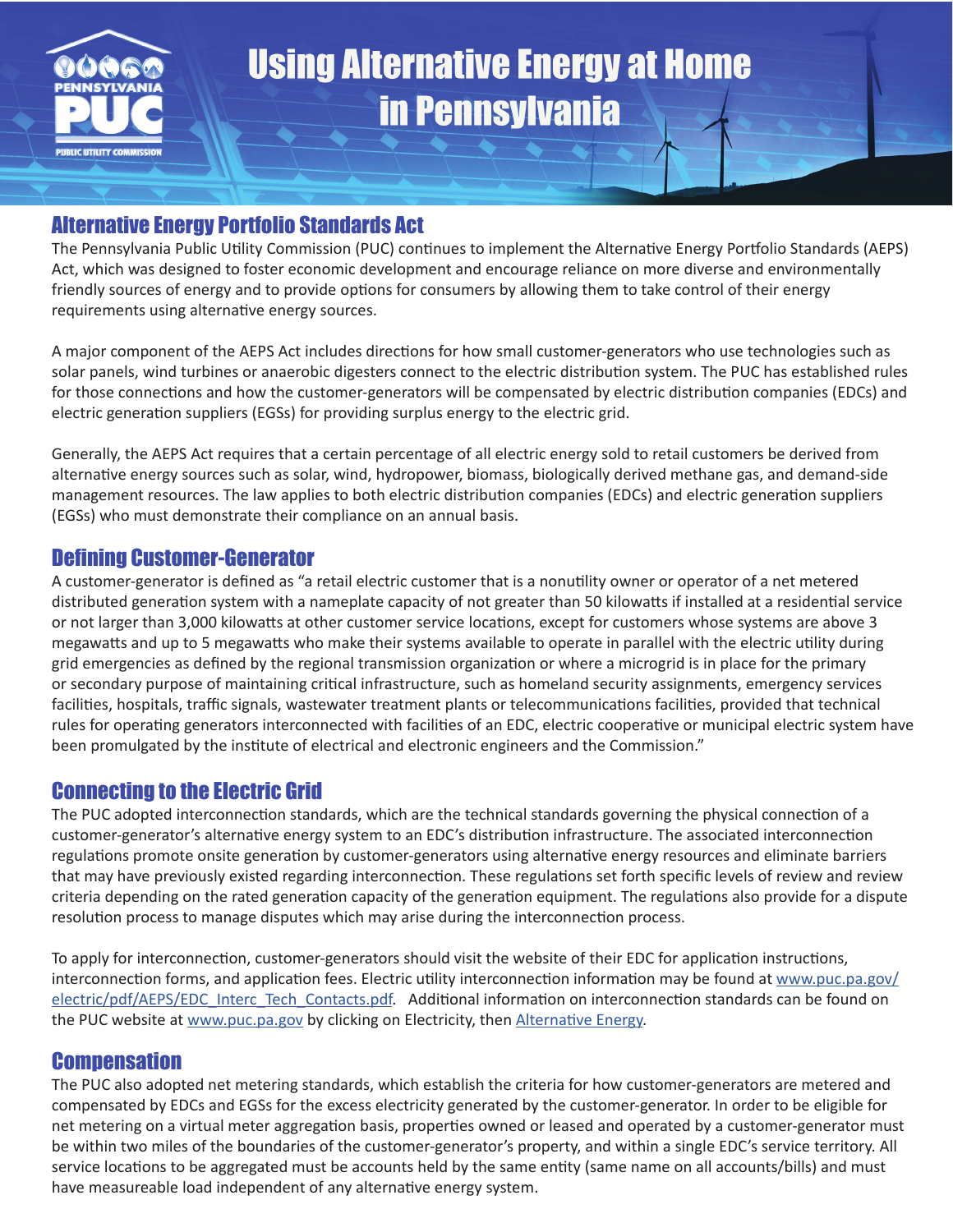# Using Alternative Energy at Home in Pennsylvania

## Alternative Energy Portfolio Standards Act

The Pennsylvania Public Utility Commission (PUC) continues to implement the Alternative Energy Portfolio Standards (AEPS) Act, which was designed to foster economic development and encourage reliance on more diverse and environmentally friendly sources of energy and to provide options for consumers by allowing them to take control of their energy requirements using alternative energy sources.

A major component of the AEPS Act includes directions for how small customer-generators who use technologies such as solar panels, wind turbines or anaerobic digesters connect to the electric distribution system. The PUC has established rules for those connections and how the customer-generators will be compensated by electric distribution companies (EDCs) and electric generation suppliers (EGSs) for providing surplus energy to the electric grid.

Generally, the AEPS Act requires that a certain percentage of all electric energy sold to retail customers be derived from alternative energy sources such as solar, wind, hydropower, biomass, biologically derived methane gas, and demand-side management resources. The law applies to both electric distribution companies (EDCs) and electric generation suppliers (EGSs) who must demonstrate their compliance on an annual basis.

## Defining Customer-Generator

A customer-generator is defined as "a retail electric customer that is a nonutility owner or operator of a net metered distributed generation system with a nameplate capacity of not greater than 50 kilowatts if installed at a residential service or not larger than 3,000 kilowatts at other customer service locations, except for customers whose systems are above 3 megawatts and up to 5 megawatts who make their systems available to operate in parallel with the electric utility during grid emergencies as defined by the regional transmission organization or where a microgrid is in place for the primary or secondary purpose of maintaining critical infrastructure, such as homeland security assignments, emergency services facilities, hospitals, traffic signals, wastewater treatment plants or telecommunications facilities, provided that technical rules for operating generators interconnected with facilities of an EDC, electric cooperative or municipal electric system have been promulgated by the institute of electrical and electronic engineers and the Commission."

## Connecting to the Electric Grid

The PUC adopted interconnection standards, which are the technical standards governing the physical connection of a customer-generator's alternative energy system to an EDC's distribution infrastructure. The associated interconnection regulations promote onsite generation by customer-generators using alternative energy resources and eliminate barriers that may have previously existed regarding interconnection. These regulations set forth specific levels of review and review criteria depending on the rated generation capacity of the generation equipment. The regulations also provide for a dispute resolution process to manage disputes which may arise during the interconnection process.

To apply for interconnection, customer-generators should visit the website of their EDC for application instructions, interconnection forms, and application fees. Electric utility interconnection information may be found at www.puc.pa.gov/electric/pdf/AEPS/EDC_Interc_Tech_Contacts.pdf. Additional information on interconnection standards can be found on the PUC website at www.puc.pa.gov by clicking on Electricity, then Alternative Energy.

## Compensation

The PUC also adopted net metering standards, which establish the criteria for how customer-generators are metered and compensated by EDCs and EGSs for the excess electricity generated by the customer-generator. In order to be eligible for net metering on a virtual meter aggregation basis, properties owned or leased and operated by a customer-generator must be within two miles of the boundaries of the customer-generator's property, and within a single EDC's service territory. All service locations to be aggregated must be accounts held by the same entity (same name on all accounts/bills) and must have measureable load independent of any alternative energy system.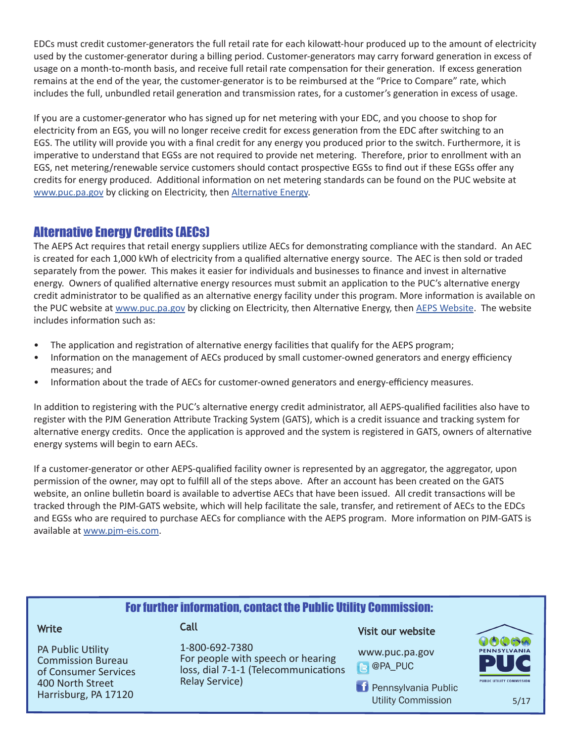EDCs must credit customer-generators the full retail rate for each kilowatt-hour produced up to the amount of electricity used by the customer-generator during a billing period. Customer-generators may carry forward generation in excess of usage on a month-to-month basis, and receive full retail rate compensation for their generation. If excess generation remains at the end of the year, the customer-generator is to be reimbursed at the "Price to Compare" rate, which includes the full, unbundled retail generation and transmission rates, for a customer's generation in excess of usage.

If you are a customer-generator who has signed up for net metering with your EDC, and you choose to shop for electricity from an EGS, you will no longer receive credit for excess generation from the EDC after switching to an EGS. The utility will provide you with a final credit for any energy you produced prior to the switch. Furthermore, it is imperative to understand that EGSs are not required to provide net metering. Therefore, prior to enrollment with an EGS, net metering/renewable service customers should contact prospective EGSs to find out if these EGSs offer any credits for energy produced. Additional information on net metering standards can be found on the PUC website at www.puc.pa.gov by clicking on Electricity, then Alternative Energy.

## Alternative Energy Credits (AECs)

The AEPS Act requires that retail energy suppliers utilize AECs for demonstrating compliance with the standard. An AEC is created for each 1,000 kWh of electricity from a qualified alternative energy source. The AEC is then sold or traded separately from the power. This makes it easier for individuals and businesses to finance and invest in alternative energy. Owners of qualified alternative energy resources must submit an application to the PUC's alternative energy credit administrator to be qualified as an alternative energy facility under this program. More information is available on the PUC website at www.puc.pa.gov by clicking on Electricity, then Alternative Energy, then AEPS Website. The website includes information such as:

- The application and registration of alternative energy facilities that qualify for the AEPS program;
- Information on the management of AECs produced by small customer-owned generators and energy efficiency measures; and
- Information about the trade of AECs for customer-owned generators and energy-efficiency measures.

In addition to registering with the PUC's alternative energy credit administrator, all AEPS-qualified facilities also have to register with the PJM Generation Attribute Tracking System (GATS), which is a credit issuance and tracking system for alternative energy credits. Once the application is approved and the system is registered in GATS, owners of alternative energy systems will begin to earn AECs.

If a customer-generator or other AEPS-qualified facility owner is represented by an aggregator, the aggregator, upon permission of the owner, may opt to fulfill all of the steps above. After an account has been created on the GATS website, an online bulletin board is available to advertise AECs that have been issued. All credit transactions will be tracked through the PJM-GATS website, which will help facilitate the sale, transfer, and retirement of AECs to the EDCs and EGSs who are required to purchase AECs for compliance with the AEPS program. More information on PJM-GATS is available at www.pjm-eis.com.

### For further information, contact the Public Utility Commission:

**Write**

PA Public Utility Commission Bureau of Consumer Services
400 North Street
Harrisburg, PA 17120

**Call**

1-800-692-7380
For people with speech or hearing loss, dial 7-1-1 (Telecommunications Relay Service)

**Visit our website**

www.puc.pa.gov
@PA_PUC
Pennsylvania Public Utility Commission

PENNSYLVANIA PUC PUBLIC UTILITY COMMISSION

5/17